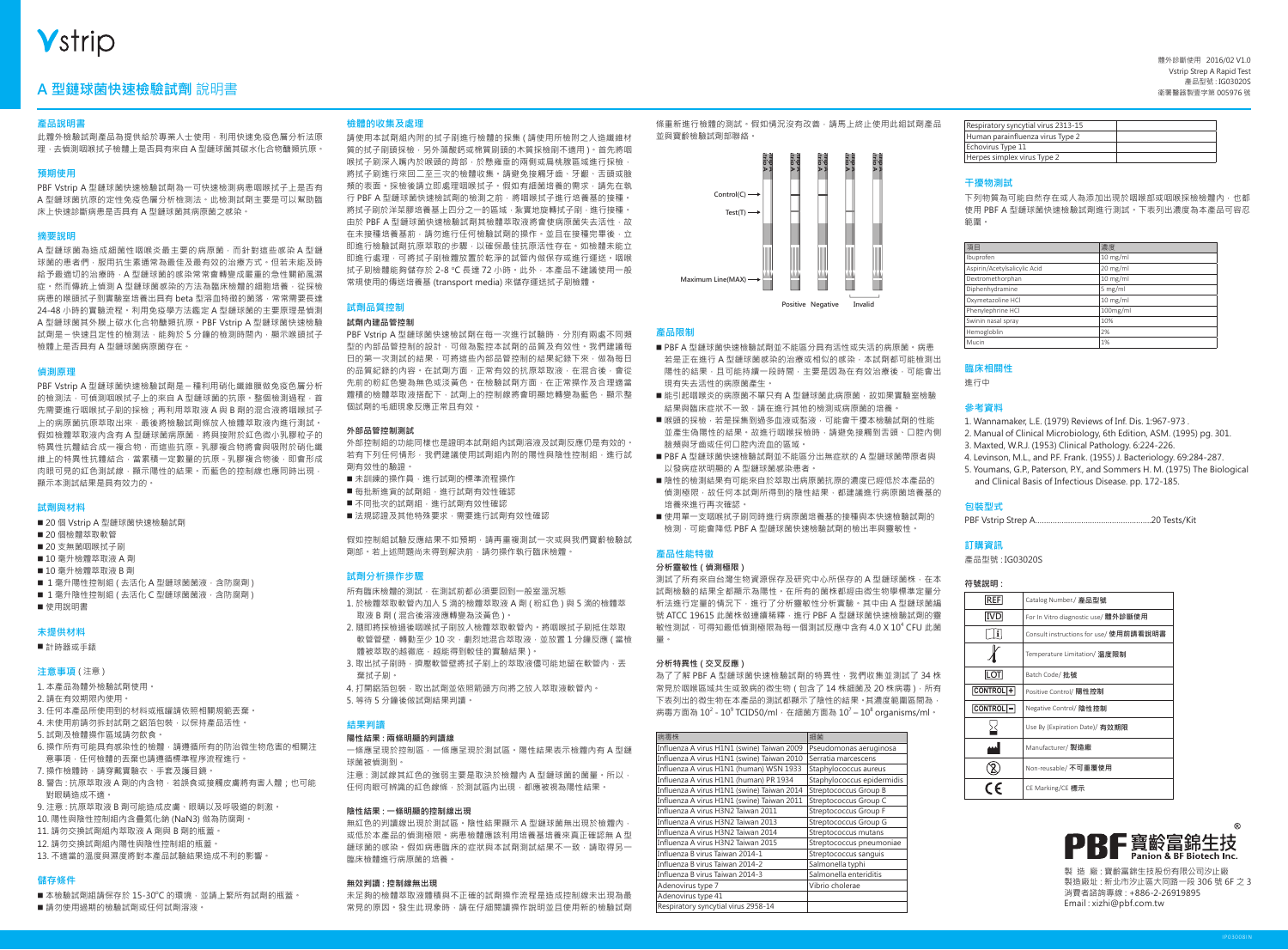# A 型鏈球菌快速檢驗試劑 說明書

體外診斷使用 2016/02 V1.0
Vstrip Strep A Rapid Test
產品型號 : IG03020S
衛署醫器製壹字第 005976 號

## 產品說明書

此體外檢驗試劑產品為提供給於專業人士使用，利用快速免疫色層分析法原理，去偵測咽喉拭子檢體上是否具有來自 A 型鏈球菌其碳水化合物醣類抗原。

## 預期使用

PBF Vstrip A 型鏈球菌快速檢驗試劑為一可快速檢測病患咽喉拭子上是否有 A 型鏈球菌抗原的定性免疫色層分析檢測法。此檢測試劑主要是可以幫助臨床上快速診斷病患是否具有 A 型鏈球菌其病原菌之感染。

## 摘要說明

A 型鏈球菌為造成細菌性咽喉炎最主要的病原菌，而針對這些感染 A 型鏈球菌的患者們，服用抗生素通常為最佳及最有效的治療方式。但若未能及時給予最適切的治療，A 型鏈球菌的感染常常會轉變成嚴重的急性關節風濕症。然而傳統上偵測 A 型鏈球菌感染的方法為臨床檢體的細胞培養，從採檢病患的喉頭拭子到實驗室培養出具有 beta 型溶血特徵的菌落，常常需要長達 24-48 小時的實驗流程。利用免疫學方法鑑定 A 型鏈球菌的主要原理是偵測 A 型鏈球菌其外膜上碳水化合物醣類抗原。PBF Vstrip A 型鏈球菌快速檢驗試劑是一快速且定性的檢測法，能夠於 5 分鐘的檢測時間內，顯示喉頭拭子檢體上是否具有 A 型鏈球菌病原菌存在。

## 偵測原理

PBF Vstrip A 型鏈球菌快速檢驗試劑是一種利用硝化纖維膜做免疫色層分析的檢測法，可偵測咽喉拭子上的來自 A 型鏈球菌的抗原。整個檢測過程，首先需要進行咽喉拭子刷的採檢；再利用萃取液 A 與 B 兩組混合液將咽喉拭子上的病原菌抗原萃取出來，最後將檢驗試劑條放入檢體萃取液內進行測試。假如檢體萃取液內含有 A 型鏈球菌病原菌，將與接附於紅色微小乳膠粒子的特異性抗體結合成一複合物，而這些抗原－乳膠複合物將會與吸附於硝化纖維上的特異性抗體結合，當累積一定數量的抗原－乳膠複合物後，即會形成肉眼可見的紅色測試線，顯示陽性的結果。而藍色的控制線也應同時出現，顯示本測試結果是具有效力的。

## 試劑與材料

- 20 個 Vstrip A 型鏈球菌快速檢驗試劑
- 20 個檢體萃取軟管
- 20 支無菌咽喉拭子刷
- 10 毫升檢體萃取液 A 劑
- 10 毫升檢體萃取液 B 劑
- 1 毫升陽性控制組 ( 去活化 A 型鏈球菌菌液，含防腐劑 )
- 1 毫升陰性控制組 ( 去活化 C 型鏈球菌菌液，含防腐劑 )
- 使用說明書

## 未提供材料

- 計時器或手錶

## 注意事項 ( 注意 )

1. 本產品為體外檢驗試劑使用。
2. 請在有效期限內使用。
3. 任何本產品所使用到的材料或瓶罐請依照相關規範丟棄。
4. 未使用前請勿拆封試劑之鋁箔包裝，以保持產品活性。
5. 試劑及檢體操作區域請勿飲食。
6. 操作所有可能具有感染性的檢體，請遵循所有的防治微生物危害的相關注意事項，任何檢體的丟棄也請遵循標準程序流程進行。
7. 操作檢體時，請穿戴實驗衣、手套及護目鏡。
8. 警告 : 抗原萃取液 A 劑的內含物，若鎖含或接觸皮膚將有害人體；也可能對眼睛造成不適。
9. 注意 : 抗原萃取液 B 劑可能造成皮膚、眼睛以及呼吸道的刺激。
10. 陽性與陰性控制組內含疊氮化鈉 (NaN3) 做為防腐劑。
11. 請勿交換試劑組內萃取液 A 劑與 B 劑的瓶蓋。
12. 請勿交換試劑組內陽性與陰性控制組的瓶蓋。
13. 不適當的溫度與濕度將對本產品試驗結果造成不利的影響。

## 儲存條件

- 本檢驗試劑組請保存於 15-30℃ 的環境，並請上緊所有試劑的瓶蓋。
- 請勿使用過期的檢驗試劑或任何試劑溶液。

## 檢體的收集及處理

請使用本試劑組內附的拭子刷進行檢體的採集 ( 請使用所檢附之人造纖維材質的拭子刷頭採檢，另外藻酸鈣或棉質刷頭的木質採檢刷不適用 )。首先將咽喉拭子刷深入嘴內於喉嚨的背部，在懸雍垂的兩側或扁桃腺區域進行採檢，將拭子刷進行來回二至三次的檢體收集。請避免接觸牙齒、牙齦、舌頭或臉頰的表面。採檢後請立即處理咽喉拭子。假如有細菌培養的需求，請先在執行 PBF A 型鏈球菌快速檢驗試劑的檢測之前，將咽喉拭子進行培養基的接種。將拭子刷於洋菜膠培養基上四分之一的區域，紮實地旋轉拭子刷，進行接種。由於 PBF A 型鏈球菌快速檢驗試劑其檢體萃取液將會使病原菌失去活性，故在未接種培養基前，請勿進行任何檢驗試劑的操作。並且在接種完畢後，立即進行檢驗試劑抗原萃取的步驟，以確保最佳抗原活性存在。如檢體未能立即進行處理，可將拭子刷檢體放置於乾淨的試管內做保存或進行運送，咽喉拭子刷檢體能夠儲存於 2-8 °C 長達 72 小時。此外，本產品不建議使用一般常規使用的傳送培養基 (transport media) 來儲存運送拭子刷檢體。

## 試劑品質控制

### 試劑內建品管控制

PBF Vstrip A 型鏈球菌快速檢驗試劑在每一次進行試驗時，分別有兩處不同類型的內部品管控制的設計，可做為監控本試劑的品質及有效性。我們建議每日的第一次測試的結果，可將這些內部品管控制的結果紀錄下來，做為每日的品質紀錄的內容。在試劑方面，正常有效的抗原萃取液，在混合後，會從先前的粉紅色變為無色或淡黃色。在檢驗試劑方面，在正常操作及合理適當體積的檢體萃取液搭配下，試劑上的控制線將由明顯地轉變為藍色，顯示整個試劑的毛細現象反應正常且有效。

### 外部品管控制測試

外部控制組的功能同樣也是證明本試劑組內試劑溶液及試劑反應仍是有效的。若有下列任何情形，我們建議使用試劑組內附的陽性與陰性控制組，進行試劑有效性的驗證。

- 未訓練的操作員，進行試劑的標準流程操作
- 每批新進貨的試劑組，進行試劑有效性確認
- 不同批次的試劑組，進行試劑有效性確認
- 法規認證及其他特殊要求，需要進行試劑有效性確認

假如控制組試驗反應結果不如預期，請再重複測試一次或與我們寶齡檢驗試劑部，若上述問題尚未得到解決前，請勿操作執行臨床檢體。

## 試劑分析操作步驟

所有臨床檢體的測試，在測試前都必須要回到一般室溫況態

1. 於檢體萃取軟管內加入 5 滴的檢體萃取液 A 劑 ( 粉紅色 ) 與 5 滴的檢體萃取液 B 劑 ( 混合後溶液應轉變為淡黃色 )。
2. 隨即將採檢過後咽喉拭子刷放入檢體萃取軟管內。將咽喉拭子刷抵住萃取軟管管壁，轉動至少 10 次，劇烈地混合萃取液，並放置 1 分鐘反應 ( 當檢體萃取的越徹底，越能得到較佳的實驗結果 )。
3. 取出拭子刷時，擠壓軟管壁將拭子刷上的萃取液儘可能地留在軟管內，丟棄拭子刷。
4. 打開鋁箔包裝，取出試劑並依照箭頭方向將之放入萃取液軟管內。
5. 等待 5 分鐘後做試劑結果判讀。

## 結果判讀

### 陽性結果 : 兩條明顯的判讀線

一條應呈現於控制區，一條應呈現於測試區。陽性結果表示檢體內有 A 型鏈球菌被偵測到。

注意 : 測試線其紅色的強弱主要是取決於檢體內 A 型鏈球菌的菌量。所以，任何肉眼可辨識的紅色線條，於測試區內出現，都應被視為陽性結果。

### 陰性結果 : 一條明顯的控制線出現

無紅色的判讀線出現於測試區。陰性結果顯示 A 型鏈球菌無出現於檢體內，或低於本產品的偵測極限。病患檢體應該利用培養基培養來真正確認無 A 型鏈球菌的感染。假如病患臨床的症狀與本試劑測試結果不一致，請取得另一臨床檢體進行病原菌的培養。

### 無效判讀 : 控制線無出現

未足夠的檢體萃取液體積與不正確的試劑操作流程是造成控制線未出現為最常見的原因。發生此現象時，請在仔細閱讀操作說明並且使用新的檢驗試劑條重新進行檢體的測試。假如情況沒有改善，請馬上終止使用此組試劑產品並與寶齡檢驗試劑部聯絡。

Control(C) →
Test(T) →
Maximum Line(MAX) →
Positive Negative Invalid

## 產品限制

- PBF A 型鏈球菌快速檢驗試劑並不能區分具有活性或失活的病原菌。病患若是正在進行 A 型鏈球菌感染的治療或相似的感染，本試劑都可能檢測出陽性的結果，且可能持續一段時間，主要是因為在有效治療後，可能會出現有失去活性的病原菌產生。
- 能引起咽喉炎的病原菌不單只有 A 型鏈球菌此病原菌，故如果實驗室檢驗結果與臨床症狀不一致，請在進行其他的檢測或病原菌的培養。
- 喉頭的採檢，若是採集到過多血液或黏液，可能會干擾本檢驗試劑的性能並產生偽陽性的結果，故進行咽喉採檢時，請避免接觸到舌頭、口腔內側臉頰與牙齒或任何口腔內流血的區域。
- PBF A 型鏈球菌快速檢驗試劑並不能區分出無症狀的 A 型鏈球菌帶原者與以發病症狀明顯的 A 型鏈球菌感染患者。
- 陰性的檢測結果有可能來自於萃取出病原菌抗原的濃度已經低於本產品的偵測極限，故任何本試劑所得到的陰性結果，都建議進行病原菌培養基的培養來進行再次確認。
- 使用單一支咽喉拭子刷同時進行病原菌培養基的接種與本快速檢驗試劑的檢測，可能會降低 PBF A 型鏈球菌快速檢驗試劑的檢出率與靈敏性。

## 產品性能特徵

### 分析靈敏性 ( 偵測極限 )

測試了所有來自台灣生物資源保存及研究中心所保存的 A 型鏈球菌株，在本試劑檢驗的結果全都顯示為陽性。在所有的菌株都經由微生物學標準定量分析法進行定量的情況下，進行了分析靈敏性分析實驗。其中由 A 型鏈球菌編號 ATCC 19615 此菌株做連續稀釋，進行 PBF A 型鏈球菌快速檢驗試劑的靈敏性測試，可得知最低偵測極限為每一個測試反應中含有 $4.0 \times 10^4$ CFU 此菌量。

### 分析特異性 ( 交叉反應 )

為了了解 PBF A 型鏈球菌快速檢驗試劑的特異性，我們收集並測試了 34 株常見於咽喉區域共生或致病的微生物 ( 包含了 14 株細菌及 20 株病毒 )，所有下表列出的微生物在本產品的測試都顯示了陰性的結果，其濃度範圍間為，病毒方面為 $10^2 - 10^9$ TCID50/ml，在細菌方面為 $10^7 - 10^8$ organisms/ml。

| 病毒株 | 細菌 |
|---|---|
| Influenza A virus H1N1 (swine) Taiwan 2009 | Pseudomonas aeruginosa |
| Influenza A virus H1N1 (swine) Taiwan 2010 | Serratia marcescens |
| Influenza A virus H1N1 (human) WSN 1933 | Staphylococcus aureus |
| Influenza A virus H1N1 (human) PR 1934 | Staphylococcus epidermidis |
| Influenza A virus H1N1 (swine) Taiwan 2014 | Streptococcus Group B |
| Influenza A virus H1N1 (swine) Taiwan 2011 | Streptococcus Group C |
| Influenza A virus H3N2 Taiwan 2011 | Streptococcus Group F |
| Influenza A virus H3N2 Taiwan 2013 | Streptococcus Group G |
| Influenza A virus H3N2 Taiwan 2014 | Streptococcus mutans |
| Influenza A virus H3N2 Taiwan 2015 | Streptococcus pneumoniae |
| Influenza B virus Taiwan 2014-1 | Streptococcus sanguis |
| Influenza B virus Taiwan 2014-2 | Salmonella typhi |
| Influenza B virus Taiwan 2014-3 | Salmonella enteriditis |
| Adenovirus type 7 | Vibrio cholerae |
| Adenovirus type 41 | |
| Respiratory syncytial virus 2958-14 | |
| Respiratory syncytial virus 2313-15 | |
| Human parainfluenza virus Type 2 | |
| Echovirus Type 11 | |
| Herpes simplex virus Type 2 | |

## 干擾物測試

下列物質為可能自然存在或人為添加出現於咽喉部或咽喉採檢檢體內，也都使用 PBF A 型鏈球菌快速檢驗試劑進行測試。下表列出濃度為本產品可容忍範圍。

| 項目 | 濃度 |
|---|---|
| Ibuprofen | 10 mg/ml |
| Aspirin/Acetylsalicylic Acid | 20 mg/ml |
| Dextromethorphan | 10 mg/ml |
| Diphenhydramine | 5 mg/ml |
| Oxymetazoline HCl | 10 mg/ml |
| Phenylephrine HCl | 100mg/ml |
| Swinin nasal spray | 10% |
| Hemoglobin | 2% |
| Mucin | 1% |

## 臨床相關性

進行中

## 參考資料

1. Wannamaker, L.E. (1979) Reviews of Inf. Dis. 1:967-973 .
2. Manual of Clinical Microbiology, 6th Edition, ASM. (1995) pg. 301.
3. Maxted, W.R.J. (1953) Clinical Pathology. 6:224-226.
4. Levinson, M.L., and P.F. Frank. (1955) J. Bacteriology. 69:284-287.
5. Youmans, G.P., Paterson, P.Y., and Sommers H. M. (1975) The Biological and Clinical Basis of Infectious Disease. pp. 172-185.

## 包裝型式

PBF Vstrip Strep A........................................................20 Tests/Kit

## 訂購資訊

產品型號 : IG03020S

## 符號說明 :

| 符號 | 說明 |
|---|---|
| REF | Catalog Number/ **產品型號** |
| IVD | For In Vitro diagnostic use/ **體外診斷使用** |
| i | Consult instructions for use/ **使用前請看說明書** |
| (溫度符號) | Temperature Limitation/ **溫度限制** |
| LOT | Batch Code/ **批號** |
| CONTROL + | Positive Control/ **陽性控制** |
| CONTROL − | Negative Control/ **陰性控制** |
| (沙漏符號) | Use By (Expiration Date)/ **有效期限** |
| (工廠符號) | Manufacturer/ **製造廠** |
| (2) | Non-reusable/ **不可重覆使用** |
| CE | CE Marking/CE **標示** |

PBF 寶齡富錦生技 Panion & BF Biotech Inc.

製造廠 : 寶齡富錦生技股份有限公司汐止廠
製造廠址 : 新北市汐止區大同路一段 306 號 6F 之 3
消費者諮詢專線 : +886-2-26919895
Email : xizhi@pbf.com.tw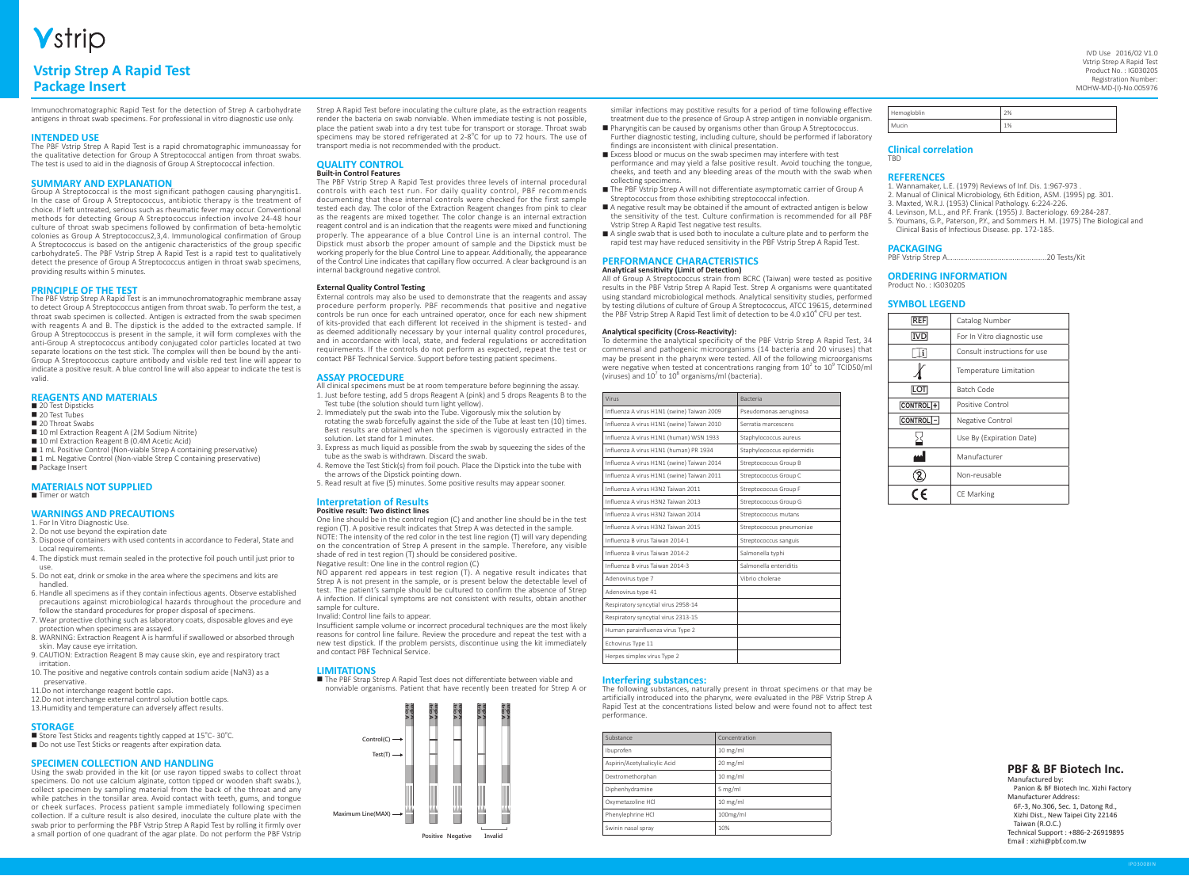# Vstrip

## Vstrip Strep A Rapid Test Package Insert

IVD Use 2016/02 V1.0
Vstrip Strep A Rapid Test
Product No. : IG03020S
Registration Number:
MOHW-MD-(I)-No.005976

Immunochromatographic Rapid Test for the detection of Strep A carbohydrate antigens in throat swab specimens. For professional in vitro diagnostic use only.

### INTENDED USE

The PBF Vstrip Strep A Rapid Test is a rapid chromatographic immunoassay for the qualitative detection for Group A Streptococcal antigen from throat swabs. The test is used to aid in the diagnosis of Group A Streptococcal infection.

### SUMMARY AND EXPLANATION

Group A Streptococcal is the most significant pathogen causing pharyngitis1. In the case of Group A Streptococcus, antibiotic therapy is the treatment of choice. If left untreated, serious such as rheumatic fever may occur. Conventional methods for detecting Group A Streptococcus infection involve 24-48 hour culture of throat swab specimens followed by confirmation of beta-hemolytic colonies as Group A Streptococcus2,3,4. Immunological confirmation of Group A Streptococcus is based on the antigenic characteristics of the group specific carbohydrate5. The PBF Vstrip Strep A Rapid Test is a rapid test to qualitatively detect the presence of Group A Streptococcus antigen in throat swab specimens, providing results within 5 minutes.

### PRINCIPLE OF THE TEST

The PBF Vstrip Strep A Rapid Test is an immunochromatographic membrane assay to detect Group A Streptococcus antigen from throat swab. To perform the test, a throat swab specimen is collected. Antigen is extracted from the swab specimen with reagents A and B. The dipstick is the added to the extracted sample. If Group A Streptococcus is present in the sample, it will form complexes with the anti-Group A streptococcus antibody conjugated color particles located at two separate locations on the test stick. The complex will then be bound by the anti-Group A Streptococcus capture antibody and visible red test line will appear to indicate a positive result. A blue control line will also appear to indicate the test is valid.

### REAGENTS AND MATERIALS

- 20 Test Dipsticks
- 20 Test Tubes
- 20 Throat Swabs
- 10 ml Extraction Reagent A (2M Sodium Nitrite)
- 10 ml Extraction Reagent B (0.4M Acetic Acid)
- 1 mL Positive Control (Non-viable Strep A containing preservative)
- 1 mL Negative Control (Non-viable Strep C containing preservative)
- Package Insert

### MATERIALS NOT SUPPLIED

- Timer or watch

### WARNINGS AND PRECAUTIONS

1. For In Vitro Diagnostic Use.
2. Do not use beyond the expiration date
3. Dispose of containers with used contents in accordance to Federal, State and Local requirements.
4. The dipstick must remain sealed in the protective foil pouch until just prior to use.
5. Do not eat, drink or smoke in the area where the specimens and kits are handled.
6. Handle all specimens as if they contain infectious agents. Observe established precautions against microbiological hazards throughout the procedure and follow the standard procedures for proper disposal of specimens.
7. Wear protective clothing such as laboratory coats, disposable gloves and eye protection when specimens are assayed.
8. WARNING: Extraction Reagent A is harmful if swallowed or absorbed through skin. May cause eye irritation.
9. CAUTION: Extraction Reagent B may cause skin, eye and respiratory tract irritation.
10. The positive and negative controls contain sodium azide ($NaN_3$) as a preservative.
11. Do not interchange reagent bottle caps.
12. Do not interchange external control solution bottle caps.
13. Humidity and temperature can adversely affect results.

### STORAGE

- Store Test Sticks and reagents tightly capped at 15˚C- 30˚C.
- Do not use Test Sticks or reagents after expiration data.

### SPECIMEN COLLECTION AND HANDLING

Using the swab provided in the kit (or use rayon tipped swabs to collect throat specimens. Do not use calcium alginate, cotton tipped or wooden shaft swabs.), collect specimen by sampling material from the back of the throat and any white patches in the tonsillar area. Avoid contact with teeth, gums, and tongue or cheek surfaces. Process patient sample immediately following specimen collection. If a culture result is also desired, inoculate the culture plate with the swab prior to performing the PBF Vstrip Strep A Rapid Test by rolling it firmly over a small portion of one quadrant of the agar plate. Do not perform the PBF Vstrip Strep A Rapid Test before inoculating the culture plate, as the extraction reagents render the bacteria on swab nonviable. When immediate testing is not possible, place the patient swab into a dry test tube for transport or storage. Throat swab specimens may be stored refrigerated at 2-8˚C for up to 72 hours. The use of transport media is not recommended with the product.

### QUALITY CONTROL

**Built-in Control Features**

The PBF Vstrip Strep A Rapid Test provides three levels of internal procedural controls with each test run. For daily quality control, PBF recommends documenting that these internal controls were checked for the first sample tested each day. The color of the Extraction Reagent changes from pink to clear as the reagents are mixed together. The color change is an internal extraction reagent control and is an indication that the reagents were mixed and functioning properly. The appearance of a blue Control Line is an internal control. The Dipstick must absorb the proper amount of sample and the Dipstick must be working properly for the blue Control Line to appear. Additionally, the appearance of the Control Line indicates that capillary flow occurred. A clear background is an internal background negative control.

**External Quality Control Testing**

External controls may also be used to demonstrate that the reagents and assay procedure perform properly. PBF recommends that positive and negative controls be run once for each untrained operator, once for each new shipment of kits-provided that each different lot received in the shipment is tested - and as deemed additionally necessary by your internal quality control procedures, and in accordance with local, state, and federal regulations or accreditation requirements. If the controls do not perform as expected, repeat the test or contact PBF Technical Service. Support before testing patient specimens.

### ASSAY PROCEDURE

All clinical specimens must be at room temperature before beginning the assay.

1. Just before testing, add 5 drops Reagent A (pink) and 5 drops Reagents B to the Test tube (the solution should turn light yellow).
2. Immediately put the swab into the Tube. Vigorously mix the solution by rotating the swab forcefully against the side of the Tube at least ten (10) times. Best results are obtained when the specimen is vigorously extracted in the solution. Let stand for 1 minutes.
3. Express as much liquid as possible from the swab by squeezing the sides of the tube as the swab is withdrawn. Discard the swab.
4. Remove the Test Stick(s) from foil pouch. Place the Dipstick into the tube with the arrows of the Dipstick pointing down.
5. Read result at five (5) minutes. Some positive results may appear sooner.

### Interpretation of Results

**Positive result: Two distinct lines**

One line should be in the control region (C) and another line should be in the test region (T). A positive result indicates that Strep A was detected in the sample.
NOTE: The intensity of the red color in the test line region (T) will vary depending on the concentration of Strep A present in the sample. Therefore, any visible shade of red in test region (T) should be considered positive.

Negative result: One line in the control region (C)

NO apparent red appears in test region (T). A negative result indicates that Strep A is not present in the sample, or is present below the detectable level of test. The patient's sample should be cultured to confirm the absence of Strep A infection. If clinical symptoms are not consistent with results, obtain another sample for culture.

Invalid: Control line fails to appear.

Insufficient sample volume or incorrect procedural techniques are the most likely reasons for control line failure. Review the procedure and repeat the test with a new test dipstick. If the problem persists, discontinue using the test kit immediately and contact PBF Technical Service.

### LIMITATIONS

- The PBF Strap Strep A Rapid Test does not differentiate between viable and nonviable organisms. Patient that have recently been treated for Strep A or similar infections may positive results for a period of time following effective treatment due to the presence of Group A strep antigen in nonviable organism.
- Pharyngitis can be caused by organisms other than Group A Streptococcus. Further diagnostic testing, including culture, should be performed if laboratory findings are inconsistent with clinical presentation.
- Excess blood or mucus on the swab specimen may interfere with test performance and may yield a false positive result. Avoid touching the tongue, cheeks, and teeth and any bleeding areas of the mouth with the swab when collecting specimens.
- The PBF Vstrip Strep A will not differentiate asymptomatic carrier of Group A Streptococcus from those exhibiting streptococcal infection.
- A negative result may be obtained if the amount of extracted antigen is below the sensitivity of the test. Culture confirmation is recommended for all PBF Vstrip Strep A Rapid Test negative test results.
- A single swab that is used both to inoculate a culture plate and to perform the rapid test may have reduced sensitivity in the PBF Vstrip Strep A Rapid Test.

Control(C)
Test(T)
Maximum Line(MAX)
Positive Negative Invalid

### PERFORMANCE CHARACTERISTICS

**Analytical sensitivity (Limit of Detection)**

All of Group A Streptococcus strain from BCRC (Taiwan) were tested as positive results in the PBF Vstrip Strep A Rapid Test. Strep A organisms were quantitated using standard microbiological methods. Analytical sensitivity studies, performed by testing dilutions of culture of Group A Streptococcus, ATCC 19615, determined the PBF Vstrip Strep A Rapid Test limit of detection to be $4.0 \times 10^4$ CFU per test.

**Analytical specificity (Cross-Reactivity):**

To determine the analytical specificity of the PBF Vstrip Strep A Rapid Test, 34 commensal and pathogenic microorganisms (14 bacteria and 20 viruses) that may be present in the pharynx were tested. All of the following microorganisms were negative when tested at concentrations ranging from $10^2$ to $10^9$ TCID50/ml (viruses) and $10^7$ to $10^8$ organisms/ml (bacteria).

| Virus | Bacteria |
|---|---|
| Influenza A virus H1N1 (swine) Taiwan 2009 | Pseudomonas aeruginosa |
| Influenza A virus H1N1 (swine) Taiwan 2010 | Serratia marcescens |
| Influenza A virus H1N1 (human) WSN 1933 | Staphylococcus aureus |
| Influenza A virus H1N1 (human) PR 1934 | Staphylococcus epidermidis |
| Influenza A virus H1N1 (swine) Taiwan 2014 | Streptococcus Group B |
| Influenza A virus H1N1 (swine) Taiwan 2011 | Streptococcus Group C |
| Influenza A virus H3N2 Taiwan 2011 | Streptococcus Group F |
| Influenza A virus H3N2 Taiwan 2013 | Streptococcus Group G |
| Influenza A virus H3N2 Taiwan 2014 | Streptococcus mutans |
| Influenza A virus H3N2 Taiwan 2015 | Streptococcus pneumoniae |
| Influenza B virus Taiwan 2014-1 | Streptococcus sanguis |
| Influenza B virus Taiwan 2014-2 | Salmonella typhi |
| Influenza B virus Taiwan 2014-3 | Salmonella enteritidis |
| Adenovirus type 7 | Vibrio cholerae |
| Adenovirus type 41 | |
| Respiratory syncytial virus 2958-14 | |
| Respiratory syncytial virus 2313-15 | |
| Human parainfluenza virus Type 2 | |
| Echovirus Type 11 | |
| Herpes simplex virus Type 2 | |

### Interfering substances:

The following substances, naturally present in throat specimens or that may be artificially introduced into the pharynx, were evaluated in the PBF Vstrip Strep A Rapid Test at the concentrations listed below and were found not to affect test performance.

| Substance | Concentration |
|---|---|
| Ibuprofen | 10 mg/ml |
| Aspirin/Acetylsalicylic Acid | 20 mg/ml |
| Dextromethorphan | 10 mg/ml |
| Diphenhydramine | 5 mg/ml |
| Oxymetazoline HCl | 10 mg/ml |
| Phenylephrine HCl | 100mg/ml |
| Swinin nasal spray | 10% |
| Hemoglobin | 2% |
| Mucin | 1% |

### Clinical correlation

TBD

### REFERENCES

1. Wannamaker, L.E. (1979) Reviews of Inf. Dis. 1:967-973 .
2. Manual of Clinical Microbiology, 6th Edition, ASM. (1995) pg. 301.
3. Maxted, W.R.J. (1953) Clinical Pathology. 6:224-226.
4. Levinson, M.L., and P.F. Frank. (1955) J. Bacteriology. 69:284-287.
5. Youmans, G.P., Paterson, P.Y., and Sommers H. M. (1975) The Biological and Clinical Basis of Infectious Disease. pp. 172-185.

### PACKAGING

PBF Vstrip Strep A.....................................................20 Tests/Kit

### ORDERING INFORMATION

Product No. : IG03020S

### SYMBOL LEGEND

| Symbol | Meaning |
|---|---|
| REF | Catalog Number |
| IVD | For In Vitro diagnostic use |
| i | Consult instructions for use |
| | Temperature Limitation |
| LOT | Batch Code |
| CONTROL + | Positive Control |
| CONTROL − | Negative Control |
| | Use By (Expiration Date) |
| | Manufacturer |
| 2 | Non-reusable |
| CE | CE Marking |

### PBF & BF Biotech Inc.

Manufactured by:
Panion & BF Biotech Inc. Xizhi Factory
Manufacturer Address:
6F.-3, No.306, Sec. 1, Datong Rd., Xizhi Dist., New Taipei City 22146 Taiwan (R.O.C.)
Technical Support : +886-2-26919895
Email : xizhi@pbf.com.tw

IP03008IN